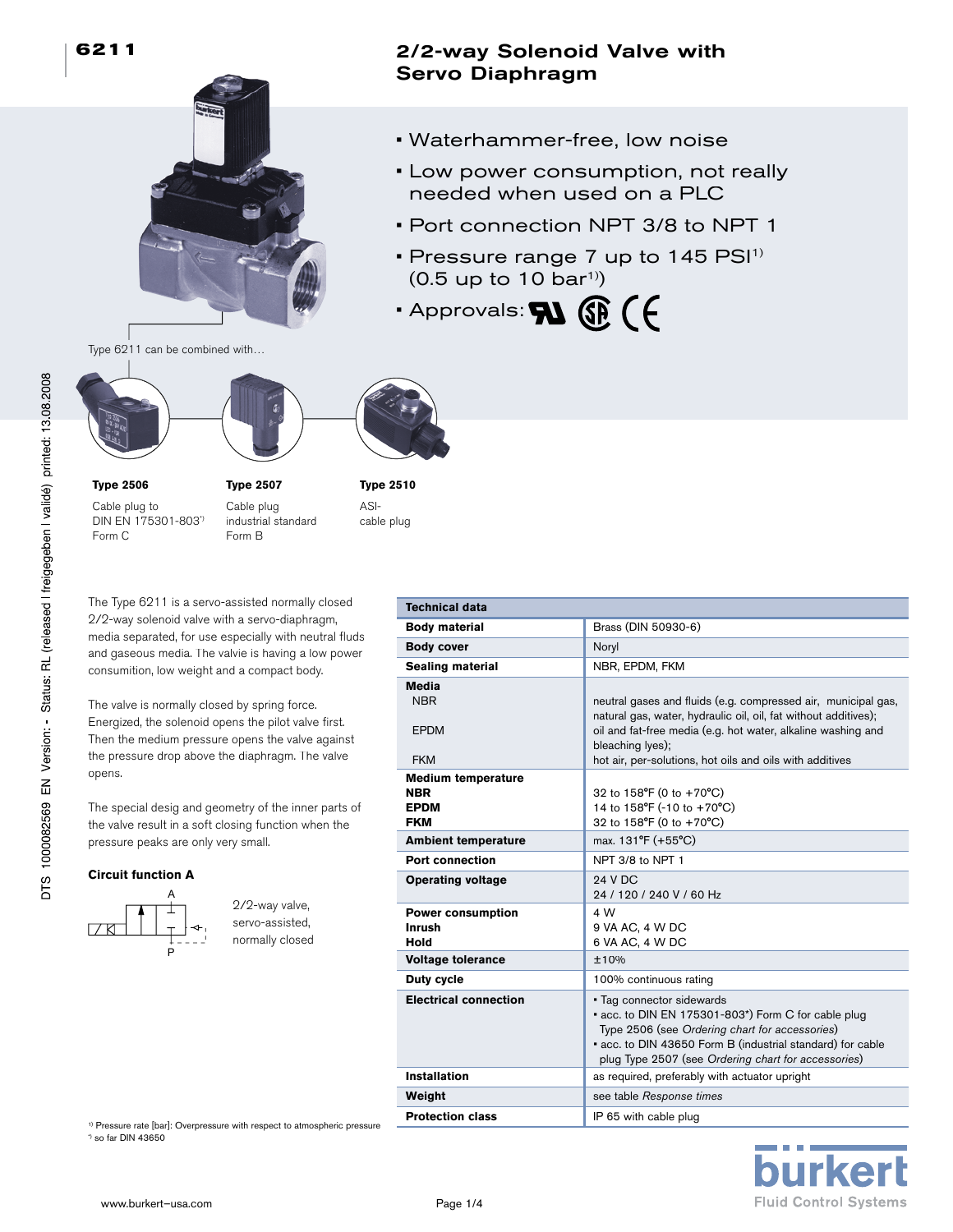# 6211

## 2/2-way Solenoid Valve with Servo Diaphragm

- Waterhammer-free, low noise
- Low power consumption, not really needed when used on a PLC
- Port connection NPT 3/8 to NPT 1
- Pressure range 7 up to 145 PSI[1) ] (0.5 up to 10 bar[1)])
- Approvals:

Type 6211 can be combined with…

**Type 2506**
Cable plug to DIN EN 175301-803[*)] Form C

**Type 2507**
Cable plug industrial standard Form B

**Type 2510**
ASI-cable plug

The Type 6211 is a servo-assisted normally closed 2/2-way solenoid valve with a servo-diaphragm, media separated, for use especially with neutral fluds and gaseous media. The valvie is having a low power consumition, low weight and a compact body.

The valve is normally closed by spring force. Energized, the solenoid opens the pilot valve first. Then the medium pressure opens the valve against the pressure drop above the diaphragm. The valve opens.

The special desig and geometry of the inner parts of the valve result in a soft closing function when the pressure peaks are only very small.

### Circuit function A

2/2-way valve, servo-assisted, normally closed

| Technical data | |
|---|---|
| **Body material** | Brass (DIN 50930-6) |
| **Body cover** | Noryl |
| **Sealing material** | NBR, EPDM, FKM |
| **Media** | |
| NBR | neutral gases and fluids (e.g. compressed air, municipal gas, natural gas, water, hydraulic oil, oil, fat without additives); |
| EPDM | oil and fat-free media (e.g. hot water, alkaline washing and bleaching lyes); |
| FKM | hot air, per-solutions, hot oils and oils with additives |
| **Medium temperature** | |
| **NBR** | 32 to 158°F (0 to +70°C) |
| **EPDM** | 14 to 158°F (-10 to +70°C) |
| **FKM** | 32 to 158°F (0 to +70°C) |
| **Ambient temperature** | max. 131°F (+55°C) |
| **Port connection** | NPT 3/8 to NPT 1 |
| **Operating voltage** | 24 V DC<br>24 / 120 / 240 V / 60 Hz |
| **Power consumption** | 4 W |
| **Inrush** | 9 VA AC, 4 W DC |
| **Hold** | 6 VA AC, 4 W DC |
| **Voltage tolerance** | ±10% |
| **Duty cycle** | 100% continuous rating |
| **Electrical connection** | • Tag connector sidewards<br>• acc. to DIN EN 175301-803*) Form C for cable plug Type 2506 (see *Ordering chart for accessories*)<br>• acc. to DIN 43650 Form B (industrial standard) for cable plug Type 2507 (see *Ordering chart for accessories*) |
| **Installation** | as required, preferably with actuator upright |
| **Weight** | see table *Response times* |
| **Protection class** | IP 65 with cable plug |

[1)] Pressure rate [bar]: Overpressure with respect to atmospheric pressure
[*)] so far DIN 43650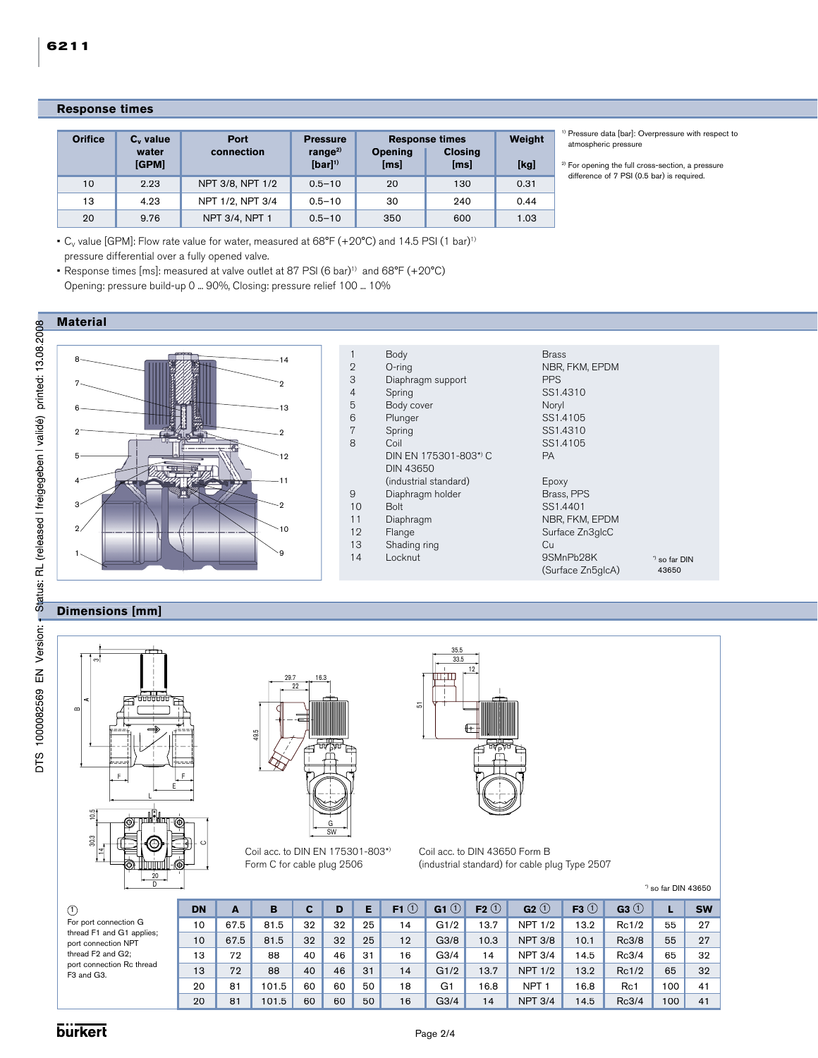## Response times

| Orifice | $C_v$ value water [GPM] | Port connection | Pressure range[2) [bar][1) | Response times | | Weight |
|---|---|---|---|---|---|---|
| | | | | Opening [ms] | Closing [ms] | [kg] |
| 10 | 2.23 | NPT 3/8, NPT 1/2 | 0.5–10 | 20 | 130 | 0.31 |
| 13 | 4.23 | NPT 1/2, NPT 3/4 | 0.5–10 | 30 | 240 | 0.44 |
| 20 | 9.76 | NPT 3/4, NPT 1 | 0.5–10 | 350 | 600 | 1.03 |

[1) Pressure data [bar]: Overpressure with respect to atmospheric pressure

[2) For opening the full cross-section, a pressure difference of 7 PSI (0.5 bar) is required.

- $C_v$ value [GPM]: Flow rate value for water, measured at 68°F (+20°C) and 14.5 PSI (1 bar)[1) pressure differential over a fully opened valve.
- Response times [ms]: measured at valve outlet at 87 PSI (6 bar)[1) and 68°F (+20°C)
  Opening: pressure build-up 0 ... 90%, Closing: pressure relief 100 ... 10%

## Material

| | | |
|---|---|---|
| 1 | Body | Brass |
| 2 | O-ring | NBR, FKM, EPDM |
| 3 | Diaphragm support | PPS |
| 4 | Spring | SS1.4310 |
| 5 | Body cover | Noryl |
| 6 | Plunger | SS1.4105 |
| 7 | Spring | SS1.4310 |
| 8 | Coil | SS1.4105 |
| | DIN EN 175301-803*) C | PA |
| | DIN 43650 (industrial standard) | Epoxy |
| 9 | Diaphragm holder | Brass, PPS |
| 10 | Bolt | SS1.4401 |
| 11 | Diaphragm | NBR, FKM, EPDM |
| 12 | Flange | Surface Zn3glcC |
| 13 | Shading ring | Cu |
| 14 | Locknut | 9SMnPb28K (Surface Zn5glcA) |

*) so far DIN 43650

## Dimensions [mm]

Coil acc. to DIN EN 175301-803*) Form C for cable plug 2506

Coil acc. to DIN 43650 Form B (industrial standard) for cable plug Type 2507

*) so far DIN 43650

① For port connection G thread F1 and G1 applies; port connection NPT thread F2 and G2; port connection Rc thread F3 and G3.

| DN | A | B | C | D | E | F1 ① | G1 ① | F2 ① | G2 ① | F3 ① | G3 ① | L | SW |
|---|---|---|---|---|---|---|---|---|---|---|---|---|---|
| 10 | 67.5 | 81.5 | 32 | 32 | 25 | 14 | G1/2 | 13.7 | NPT 1/2 | 13.2 | Rc1/2 | 55 | 27 |
| 10 | 67.5 | 81.5 | 32 | 32 | 25 | 12 | G3/8 | 10.3 | NPT 3/8 | 10.1 | Rc3/8 | 55 | 27 |
| 13 | 72 | 88 | 40 | 46 | 31 | 16 | G3/4 | 14 | NPT 3/4 | 14.5 | Rc3/4 | 65 | 32 |
| 13 | 72 | 88 | 40 | 46 | 31 | 14 | G1/2 | 13.7 | NPT 1/2 | 13.2 | Rc1/2 | 65 | 32 |
| 20 | 81 | 101.5 | 60 | 60 | 50 | 18 | G1 | 16.8 | NPT 1 | 16.8 | Rc1 | 100 | 41 |
| 20 | 81 | 101.5 | 60 | 60 | 50 | 16 | G3/4 | 14 | NPT 3/4 | 14.5 | Rc3/4 | 100 | 41 |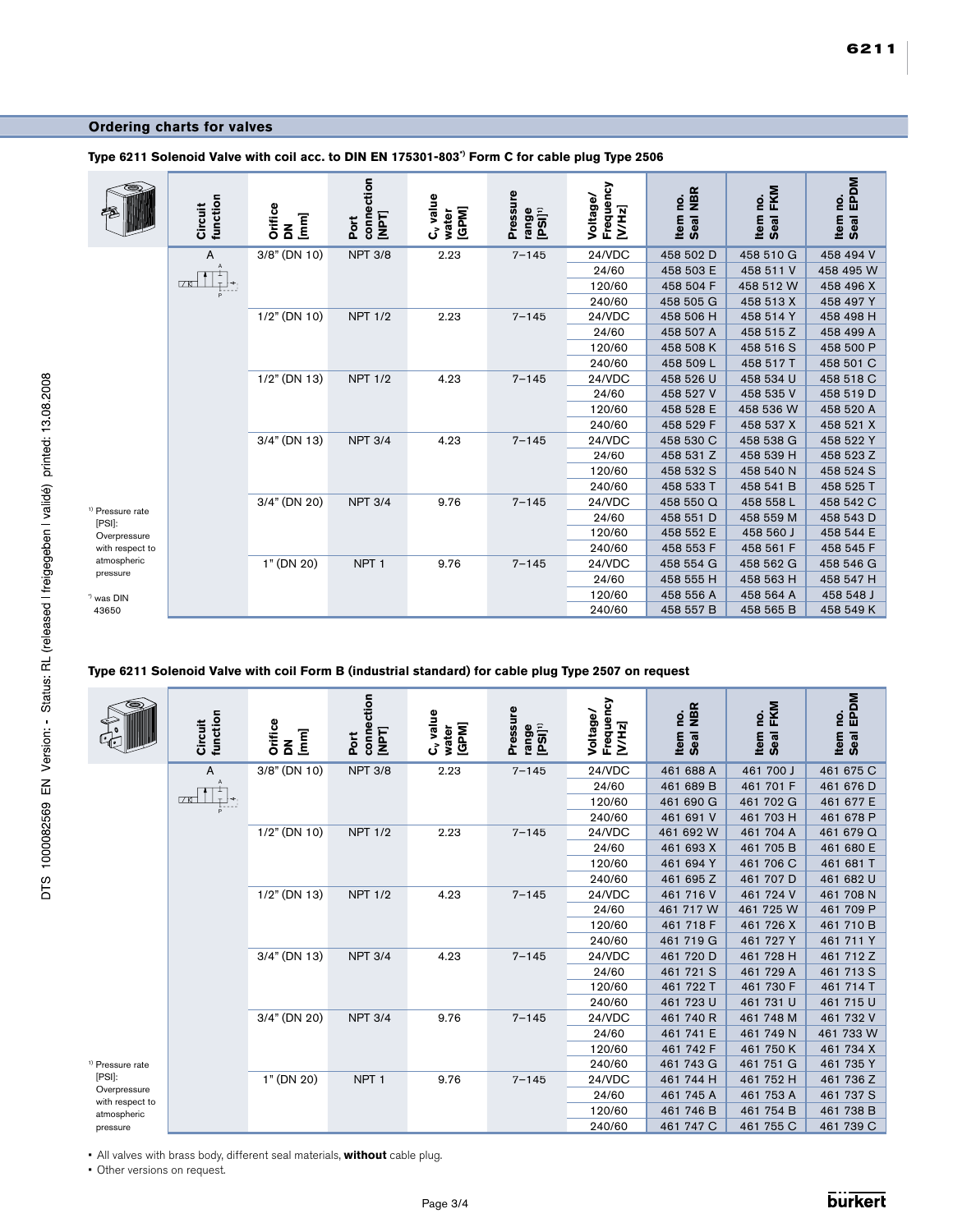## Ordering charts for valves

**Type 6211 Solenoid Valve with coil acc. to DIN EN 175301-803[*)] Form C for cable plug Type 2506**

| Circuit function | Orifice DN [mm] | Port connection [NPT] | $C_v$ value water [GPM] | Pressure range [PSI][1)] | Voltage/ Frequency [V/Hz] | Item no. Seal NBR | Item no. Seal FKM | Item no. Seal EPDM |
|---|---|---|---|---|---|---|---|---|
| A | 3/8" (DN 10) | NPT 3/8 | 2.23 | 7–145 | 24/VDC | 458 502 D | 458 510 G | 458 494 V |
| | | | | | 24/60 | 458 503 E | 458 511 V | 458 495 W |
| | | | | | 120/60 | 458 504 F | 458 512 W | 458 496 X |
| | | | | | 240/60 | 458 505 G | 458 513 X | 458 497 Y |
| | 1/2" (DN 10) | NPT 1/2 | 2.23 | 7–145 | 24/VDC | 458 506 H | 458 514 Y | 458 498 H |
| | | | | | 24/60 | 458 507 A | 458 515 Z | 458 499 A |
| | | | | | 120/60 | 458 508 K | 458 516 S | 458 500 P |
| | | | | | 240/60 | 458 509 L | 458 517 T | 458 501 C |
| | 1/2" (DN 13) | NPT 1/2 | 4.23 | 7–145 | 24/VDC | 458 526 U | 458 534 U | 458 518 C |
| | | | | | 24/60 | 458 527 V | 458 535 V | 458 519 D |
| | | | | | 120/60 | 458 528 E | 458 536 W | 458 520 A |
| | | | | | 240/60 | 458 529 F | 458 537 X | 458 521 X |
| | 3/4" (DN 13) | NPT 3/4 | 4.23 | 7–145 | 24/VDC | 458 530 C | 458 538 G | 458 522 Y |
| | | | | | 24/60 | 458 531 Z | 458 539 H | 458 523 Z |
| | | | | | 120/60 | 458 532 S | 458 540 N | 458 524 S |
| | | | | | 240/60 | 458 533 T | 458 541 B | 458 525 T |
| | 3/4" (DN 20) | NPT 3/4 | 9.76 | 7–145 | 24/VDC | 458 550 Q | 458 558 L | 458 542 C |
| | | | | | 24/60 | 458 551 D | 458 559 M | 458 543 D |
| | | | | | 120/60 | 458 552 E | 458 560 J | 458 544 E |
| | | | | | 240/60 | 458 553 F | 458 561 F | 458 545 F |
| | 1" (DN 20) | NPT 1 | 9.76 | 7–145 | 24/VDC | 458 554 G | 458 562 G | 458 546 G |
| | | | | | 24/60 | 458 555 H | 458 563 H | 458 547 H |
| | | | | | 120/60 | 458 556 A | 458 564 A | 458 548 J |
| | | | | | 240/60 | 458 557 B | 458 565 B | 458 549 K |

[1)] Pressure rate [PSI]: Overpressure with respect to atmospheric pressure

[*)] was DIN 43650

**Type 6211 Solenoid Valve with coil Form B (industrial standard) for cable plug Type 2507 on request**

| Circuit function | Orifice DN [mm] | Port connection [NPT] | $C_v$ value water [GPM] | Pressure range [PSI][1)] | Voltage/ Frequency [V/Hz] | Item no. Seal NBR | Item no. Seal FKM | Item no. Seal EPDM |
|---|---|---|---|---|---|---|---|---|
| A | 3/8" (DN 10) | NPT 3/8 | 2.23 | 7–145 | 24/VDC | 461 688 A | 461 700 J | 461 675 C |
| | | | | | 24/60 | 461 689 B | 461 701 F | 461 676 D |
| | | | | | 120/60 | 461 690 G | 461 702 G | 461 677 E |
| | | | | | 240/60 | 461 691 V | 461 703 H | 461 678 P |
| | 1/2" (DN 10) | NPT 1/2 | 2.23 | 7–145 | 24/VDC | 461 692 W | 461 704 A | 461 679 Q |
| | | | | | 24/60 | 461 693 X | 461 705 B | 461 680 E |
| | | | | | 120/60 | 461 694 Y | 461 706 C | 461 681 T |
| | | | | | 240/60 | 461 695 Z | 461 707 D | 461 682 U |
| | 1/2" (DN 13) | NPT 1/2 | 4.23 | 7–145 | 24/VDC | 461 716 V | 461 724 V | 461 708 N |
| | | | | | 24/60 | 461 717 W | 461 725 W | 461 709 P |
| | | | | | 120/60 | 461 718 F | 461 726 X | 461 710 B |
| | | | | | 240/60 | 461 719 G | 461 727 Y | 461 711 Y |
| | 3/4" (DN 13) | NPT 3/4 | 4.23 | 7–145 | 24/VDC | 461 720 D | 461 728 H | 461 712 Z |
| | | | | | 24/60 | 461 721 S | 461 729 A | 461 713 S |
| | | | | | 120/60 | 461 722 T | 461 730 F | 461 714 T |
| | | | | | 240/60 | 461 723 U | 461 731 U | 461 715 U |
| | 3/4" (DN 20) | NPT 3/4 | 9.76 | 7–145 | 24/VDC | 461 740 R | 461 748 M | 461 732 V |
| | | | | | 24/60 | 461 741 E | 461 749 N | 461 733 W |
| | | | | | 120/60 | 461 742 F | 461 750 K | 461 734 X |
| | | | | | 240/60 | 461 743 G | 461 751 G | 461 735 Y |
| | 1" (DN 20) | NPT 1 | 9.76 | 7–145 | 24/VDC | 461 744 H | 461 752 H | 461 736 Z |
| | | | | | 24/60 | 461 745 A | 461 753 A | 461 737 S |
| | | | | | 120/60 | 461 746 B | 461 754 B | 461 738 B |
| | | | | | 240/60 | 461 747 C | 461 755 C | 461 739 C |

[1)] Pressure rate [PSI]: Overpressure with respect to atmospheric pressure

- All valves with brass body, different seal materials, **without** cable plug.
- Other versions on request.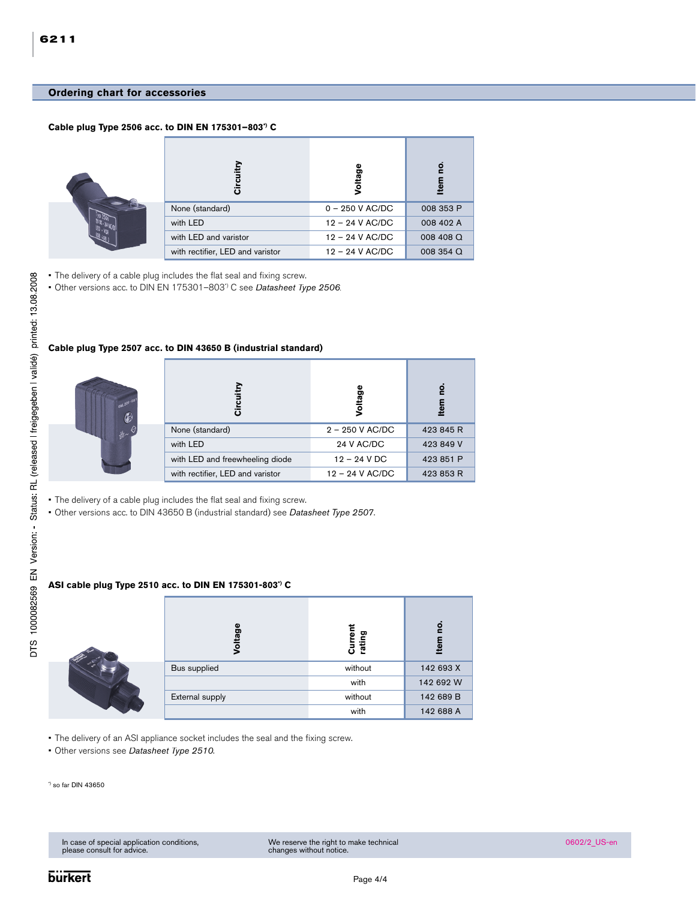## Ordering chart for accessories

**Cable plug Type 2506 acc. to DIN EN 175301–803\*) C**

| Circuitry | Voltage | Item no. |
|---|---|---|
| None (standard) | 0 – 250 V AC/DC | 008 353 P |
| with LED | 12 – 24 V AC/DC | 008 402 A |
| with LED and varistor | 12 – 24 V AC/DC | 008 408 Q |
| with rectifier, LED and varistor | 12 – 24 V AC/DC | 008 354 Q |

- The delivery of a cable plug includes the flat seal and fixing screw.
- Other versions acc. to DIN EN 175301–803\*) C see *Datasheet Type 2506*.

**Cable plug Type 2507 acc. to DIN 43650 B (industrial standard)**

| Circuitry | Voltage | Item no. |
|---|---|---|
| None (standard) | 2 – 250 V AC/DC | 423 845 R |
| with LED | 24 V AC/DC | 423 849 V |
| with LED and freewheeling diode | 12 – 24 V DC | 423 851 P |
| with rectifier, LED and varistor | 12 – 24 V AC/DC | 423 853 R |

- The delivery of a cable plug includes the flat seal and fixing screw.
- Other versions acc. to DIN 43650 B (industrial standard) see *Datasheet Type 2507*.

**ASI cable plug Type 2510 acc. to DIN EN 175301-803\*) C**

| Voltage | Current rating | Item no. |
|---|---|---|
| Bus supplied | without | 142 693 X |
| | with | 142 692 W |
| External supply | without | 142 689 B |
| | with | 142 688 A |

- The delivery of an ASI appliance socket includes the seal and the fixing screw.
- Other versions see *Datasheet Type 2510*.

\*) so far DIN 43650

In case of special application conditions, please consult for advice.

We reserve the right to make technical changes without notice.

0602/2_US-en